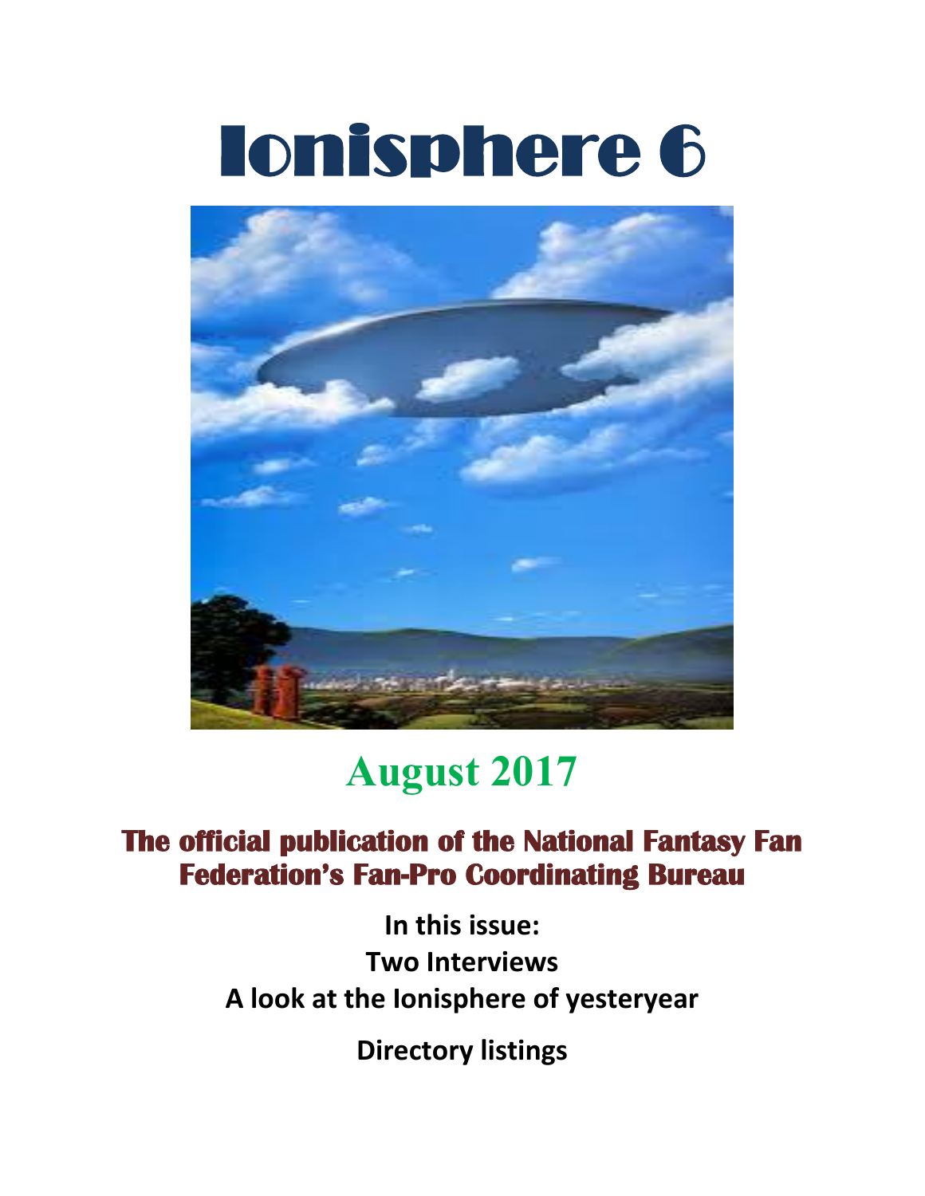# Ionisphere 6

## August 2017

### The official publication of the National Fantasy Fan Federation's Fan-Pro Coordinating Bureau

**In this issue:**

**Two Interviews**

**A look at the Ionisphere of yesteryear**

**Directory listings**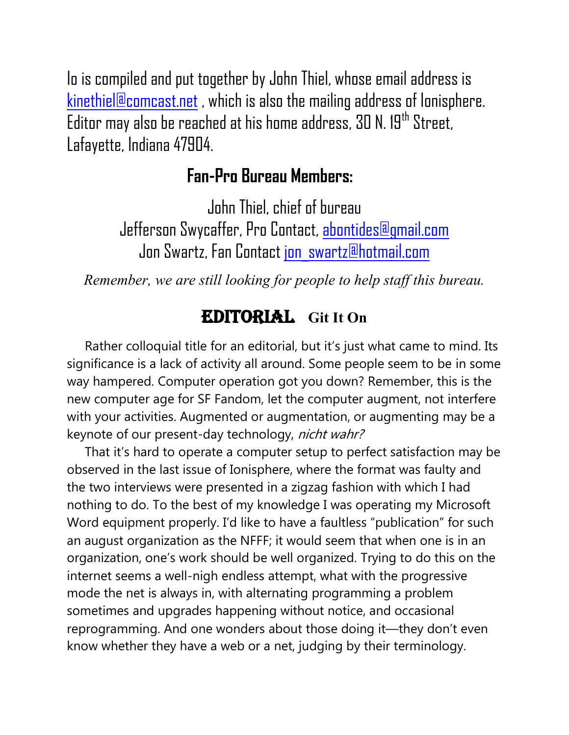Io is compiled and put together by John Thiel, whose email address is kinethiel@comcast.net , which is also the mailing address of Ionisphere. Editor may also be reached at his home address, 30 N. 19th Street, Lafayette, Indiana 47904.

## Fan-Pro Bureau Members:

John Thiel, chief of bureau
Jefferson Swycaffer, Pro Contact, abontides@gmail.com
Jon Swartz, Fan Contact jon_swartz@hotmail.com

*Remember, we are still looking for people to help staff this bureau.*

## EDITORIAL **Git It On**

Rather colloquial title for an editorial, but it's just what came to mind. Its significance is a lack of activity all around. Some people seem to be in some way hampered. Computer operation got you down? Remember, this is the new computer age for SF Fandom, let the computer augment, not interfere with your activities. Augmented or augmentation, or augmenting may be a keynote of our present-day technology, *nicht wahr?*

That it's hard to operate a computer setup to perfect satisfaction may be observed in the last issue of Ionisphere, where the format was faulty and the two interviews were presented in a zigzag fashion with which I had nothing to do. To the best of my knowledge I was operating my Microsoft Word equipment properly. I'd like to have a faultless "publication" for such an august organization as the NFFF; it would seem that when one is in an organization, one's work should be well organized. Trying to do this on the internet seems a well-nigh endless attempt, what with the progressive mode the net is always in, with alternating programming a problem sometimes and upgrades happening without notice, and occasional reprogramming. And one wonders about those doing it—they don't even know whether they have a web or a net, judging by their terminology.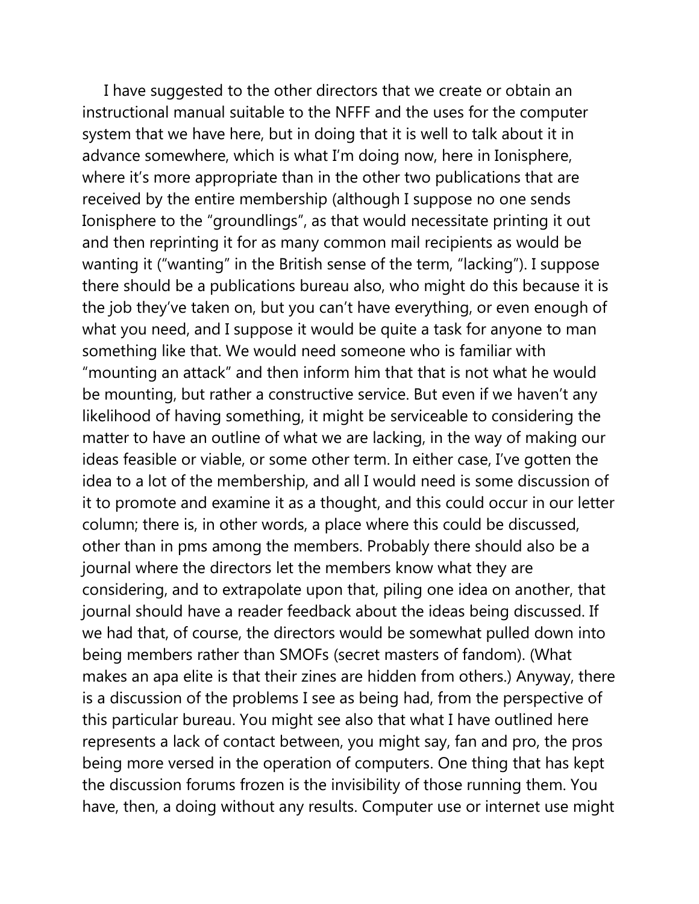I have suggested to the other directors that we create or obtain an instructional manual suitable to the NFFF and the uses for the computer system that we have here, but in doing that it is well to talk about it in advance somewhere, which is what I'm doing now, here in Ionisphere, where it's more appropriate than in the other two publications that are received by the entire membership (although I suppose no one sends Ionisphere to the "groundlings", as that would necessitate printing it out and then reprinting it for as many common mail recipients as would be wanting it ("wanting" in the British sense of the term, "lacking"). I suppose there should be a publications bureau also, who might do this because it is the job they've taken on, but you can't have everything, or even enough of what you need, and I suppose it would be quite a task for anyone to man something like that. We would need someone who is familiar with "mounting an attack" and then inform him that that is not what he would be mounting, but rather a constructive service. But even if we haven't any likelihood of having something, it might be serviceable to considering the matter to have an outline of what we are lacking, in the way of making our ideas feasible or viable, or some other term. In either case, I've gotten the idea to a lot of the membership, and all I would need is some discussion of it to promote and examine it as a thought, and this could occur in our letter column; there is, in other words, a place where this could be discussed, other than in pms among the members. Probably there should also be a journal where the directors let the members know what they are considering, and to extrapolate upon that, piling one idea on another, that journal should have a reader feedback about the ideas being discussed. If we had that, of course, the directors would be somewhat pulled down into being members rather than SMOFs (secret masters of fandom). (What makes an apa elite is that their zines are hidden from others.) Anyway, there is a discussion of the problems I see as being had, from the perspective of this particular bureau. You might see also that what I have outlined here represents a lack of contact between, you might say, fan and pro, the pros being more versed in the operation of computers. One thing that has kept the discussion forums frozen is the invisibility of those running them. You have, then, a doing without any results. Computer use or internet use might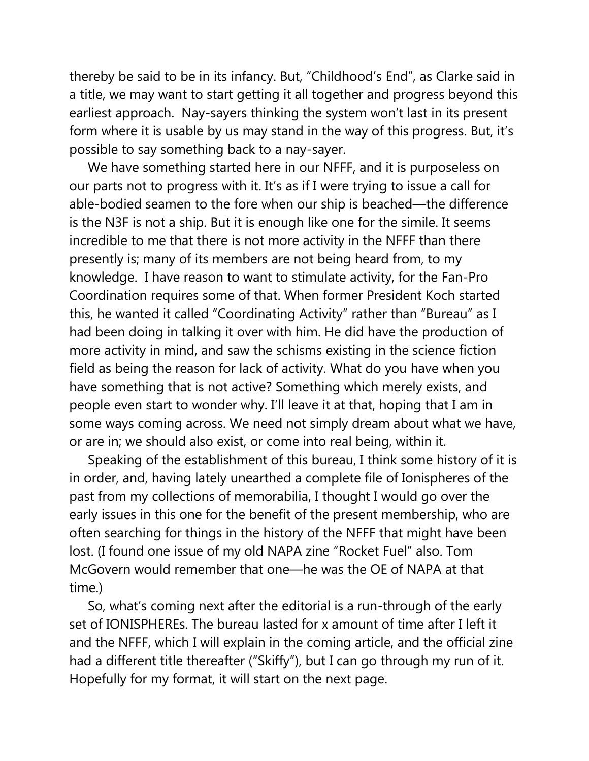thereby be said to be in its infancy. But, "Childhood's End", as Clarke said in a title, we may want to start getting it all together and progress beyond this earliest approach. Nay-sayers thinking the system won't last in its present form where it is usable by us may stand in the way of this progress. But, it's possible to say something back to a nay-sayer.

We have something started here in our NFFF, and it is purposeless on our parts not to progress with it. It's as if I were trying to issue a call for able-bodied seamen to the fore when our ship is beached—the difference is the N3F is not a ship. But it is enough like one for the simile. It seems incredible to me that there is not more activity in the NFFF than there presently is; many of its members are not being heard from, to my knowledge. I have reason to want to stimulate activity, for the Fan-Pro Coordination requires some of that. When former President Koch started this, he wanted it called "Coordinating Activity" rather than "Bureau" as I had been doing in talking it over with him. He did have the production of more activity in mind, and saw the schisms existing in the science fiction field as being the reason for lack of activity. What do you have when you have something that is not active? Something which merely exists, and people even start to wonder why. I'll leave it at that, hoping that I am in some ways coming across. We need not simply dream about what we have, or are in; we should also exist, or come into real being, within it.

Speaking of the establishment of this bureau, I think some history of it is in order, and, having lately unearthed a complete file of Ionispheres of the past from my collections of memorabilia, I thought I would go over the early issues in this one for the benefit of the present membership, who are often searching for things in the history of the NFFF that might have been lost. (I found one issue of my old NAPA zine "Rocket Fuel" also. Tom McGovern would remember that one—he was the OE of NAPA at that time.)

So, what's coming next after the editorial is a run-through of the early set of IONISPHEREs. The bureau lasted for x amount of time after I left it and the NFFF, which I will explain in the coming article, and the official zine had a different title thereafter ("Skiffy"), but I can go through my run of it. Hopefully for my format, it will start on the next page.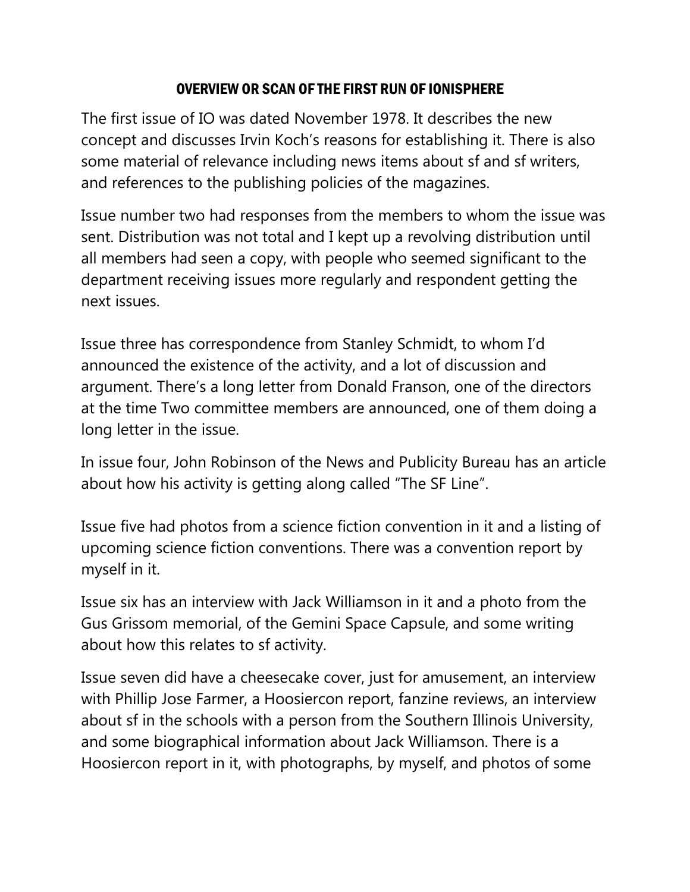## OVERVIEW OR SCAN OF THE FIRST RUN OF IONISPHERE

The first issue of IO was dated November 1978. It describes the new concept and discusses Irvin Koch's reasons for establishing it. There is also some material of relevance including news items about sf and sf writers, and references to the publishing policies of the magazines.

Issue number two had responses from the members to whom the issue was sent. Distribution was not total and I kept up a revolving distribution until all members had seen a copy, with people who seemed significant to the department receiving issues more regularly and respondent getting the next issues.

Issue three has correspondence from Stanley Schmidt, to whom I'd announced the existence of the activity, and a lot of discussion and argument. There's a long letter from Donald Franson, one of the directors at the time Two committee members are announced, one of them doing a long letter in the issue.

In issue four, John Robinson of the News and Publicity Bureau has an article about how his activity is getting along called "The SF Line".

Issue five had photos from a science fiction convention in it and a listing of upcoming science fiction conventions. There was a convention report by myself in it.

Issue six has an interview with Jack Williamson in it and a photo from the Gus Grissom memorial, of the Gemini Space Capsule, and some writing about how this relates to sf activity.

Issue seven did have a cheesecake cover, just for amusement, an interview with Phillip Jose Farmer, a Hoosiercon report, fanzine reviews, an interview about sf in the schools with a person from the Southern Illinois University, and some biographical information about Jack Williamson. There is a Hoosiercon report in it, with photographs, by myself, and photos of some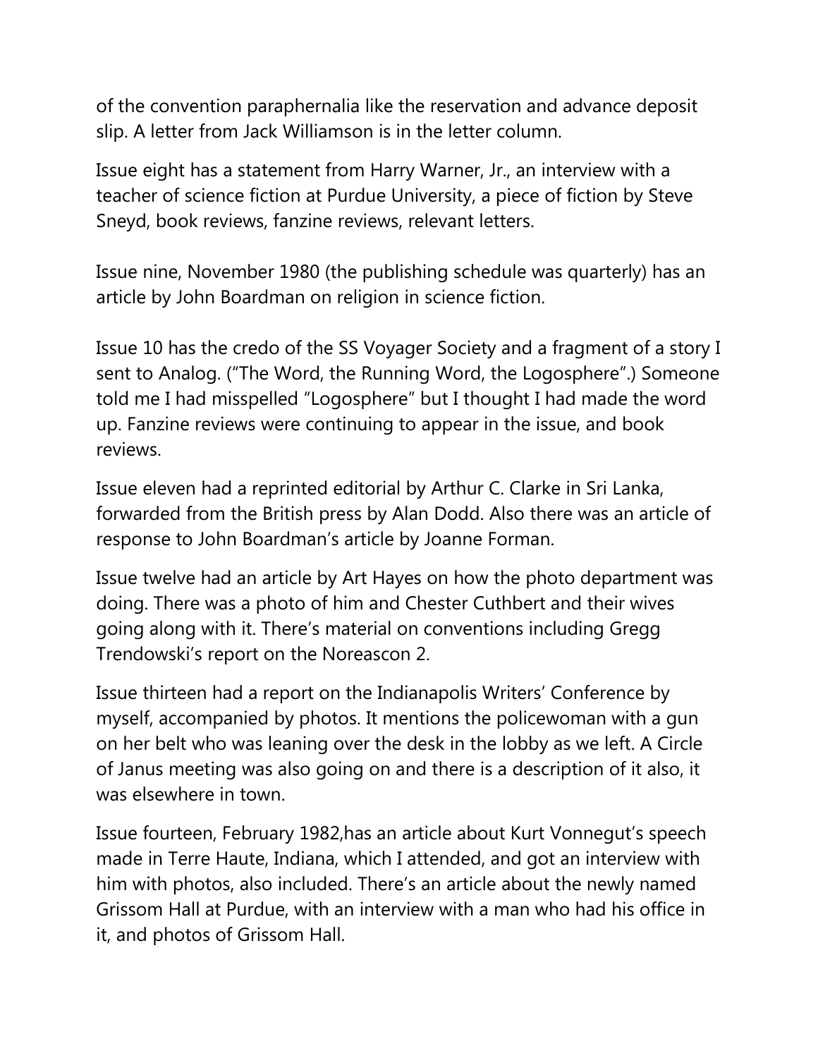of the convention paraphernalia like the reservation and advance deposit slip. A letter from Jack Williamson is in the letter column.

Issue eight has a statement from Harry Warner, Jr., an interview with a teacher of science fiction at Purdue University, a piece of fiction by Steve Sneyd, book reviews, fanzine reviews, relevant letters.

Issue nine, November 1980 (the publishing schedule was quarterly) has an article by John Boardman on religion in science fiction.

Issue 10 has the credo of the SS Voyager Society and a fragment of a story I sent to Analog. ("The Word, the Running Word, the Logosphere".) Someone told me I had misspelled "Logosphere" but I thought I had made the word up. Fanzine reviews were continuing to appear in the issue, and book reviews.

Issue eleven had a reprinted editorial by Arthur C. Clarke in Sri Lanka, forwarded from the British press by Alan Dodd. Also there was an article of response to John Boardman's article by Joanne Forman.

Issue twelve had an article by Art Hayes on how the photo department was doing. There was a photo of him and Chester Cuthbert and their wives going along with it. There's material on conventions including Gregg Trendowski's report on the Noreascon 2.

Issue thirteen had a report on the Indianapolis Writers' Conference by myself, accompanied by photos. It mentions the policewoman with a gun on her belt who was leaning over the desk in the lobby as we left. A Circle of Janus meeting was also going on and there is a description of it also, it was elsewhere in town.

Issue fourteen, February 1982,has an article about Kurt Vonnegut's speech made in Terre Haute, Indiana, which I attended, and got an interview with him with photos, also included. There's an article about the newly named Grissom Hall at Purdue, with an interview with a man who had his office in it, and photos of Grissom Hall.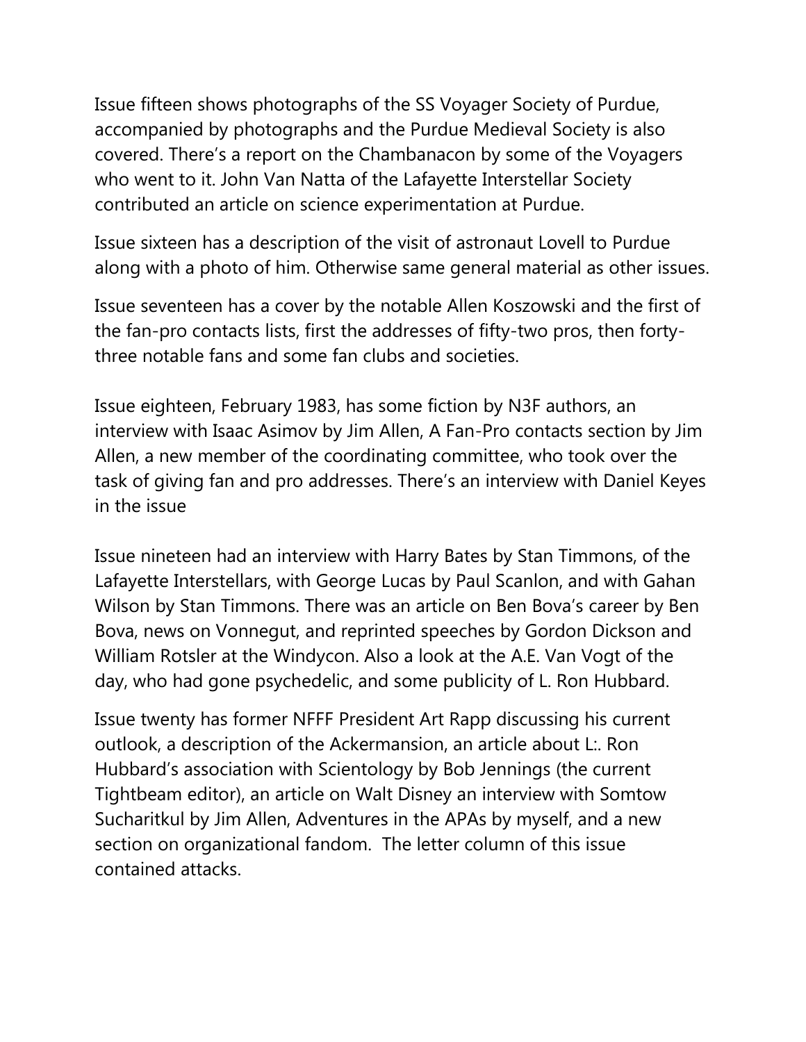Issue fifteen shows photographs of the SS Voyager Society of Purdue, accompanied by photographs and the Purdue Medieval Society is also covered. There's a report on the Chambanacon by some of the Voyagers who went to it. John Van Natta of the Lafayette Interstellar Society contributed an article on science experimentation at Purdue.

Issue sixteen has a description of the visit of astronaut Lovell to Purdue along with a photo of him. Otherwise same general material as other issues.

Issue seventeen has a cover by the notable Allen Koszowski and the first of the fan-pro contacts lists, first the addresses of fifty-two pros, then forty-three notable fans and some fan clubs and societies.

Issue eighteen, February 1983, has some fiction by N3F authors, an interview with Isaac Asimov by Jim Allen, A Fan-Pro contacts section by Jim Allen, a new member of the coordinating committee, who took over the task of giving fan and pro addresses. There's an interview with Daniel Keyes in the issue

Issue nineteen had an interview with Harry Bates by Stan Timmons, of the Lafayette Interstellars, with George Lucas by Paul Scanlon, and with Gahan Wilson by Stan Timmons. There was an article on Ben Bova's career by Ben Bova, news on Vonnegut, and reprinted speeches by Gordon Dickson and William Rotsler at the Windycon. Also a look at the A.E. Van Vogt of the day, who had gone psychedelic, and some publicity of L. Ron Hubbard.

Issue twenty has former NFFF President Art Rapp discussing his current outlook, a description of the Ackermansion, an article about L:. Ron Hubbard's association with Scientology by Bob Jennings (the current Tightbeam editor), an article on Walt Disney an interview with Somtow Sucharitkul by Jim Allen, Adventures in the APAs by myself, and a new section on organizational fandom. The letter column of this issue contained attacks.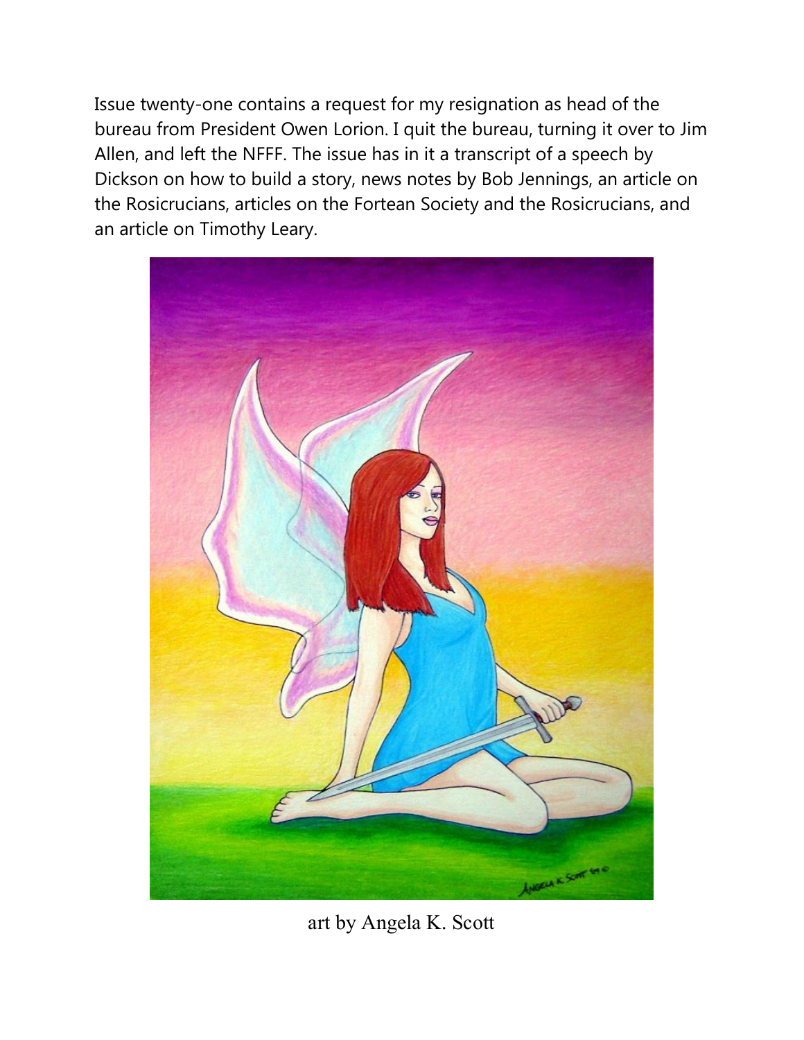Issue twenty-one contains a request for my resignation as head of the bureau from President Owen Lorion. I quit the bureau, turning it over to Jim Allen, and left the NFFF. The issue has in it a transcript of a speech by Dickson on how to build a story, news notes by Bob Jennings, an article on the Rosicrucians, articles on the Fortean Society and the Rosicrucians, and an article on Timothy Leary.

art by Angela K. Scott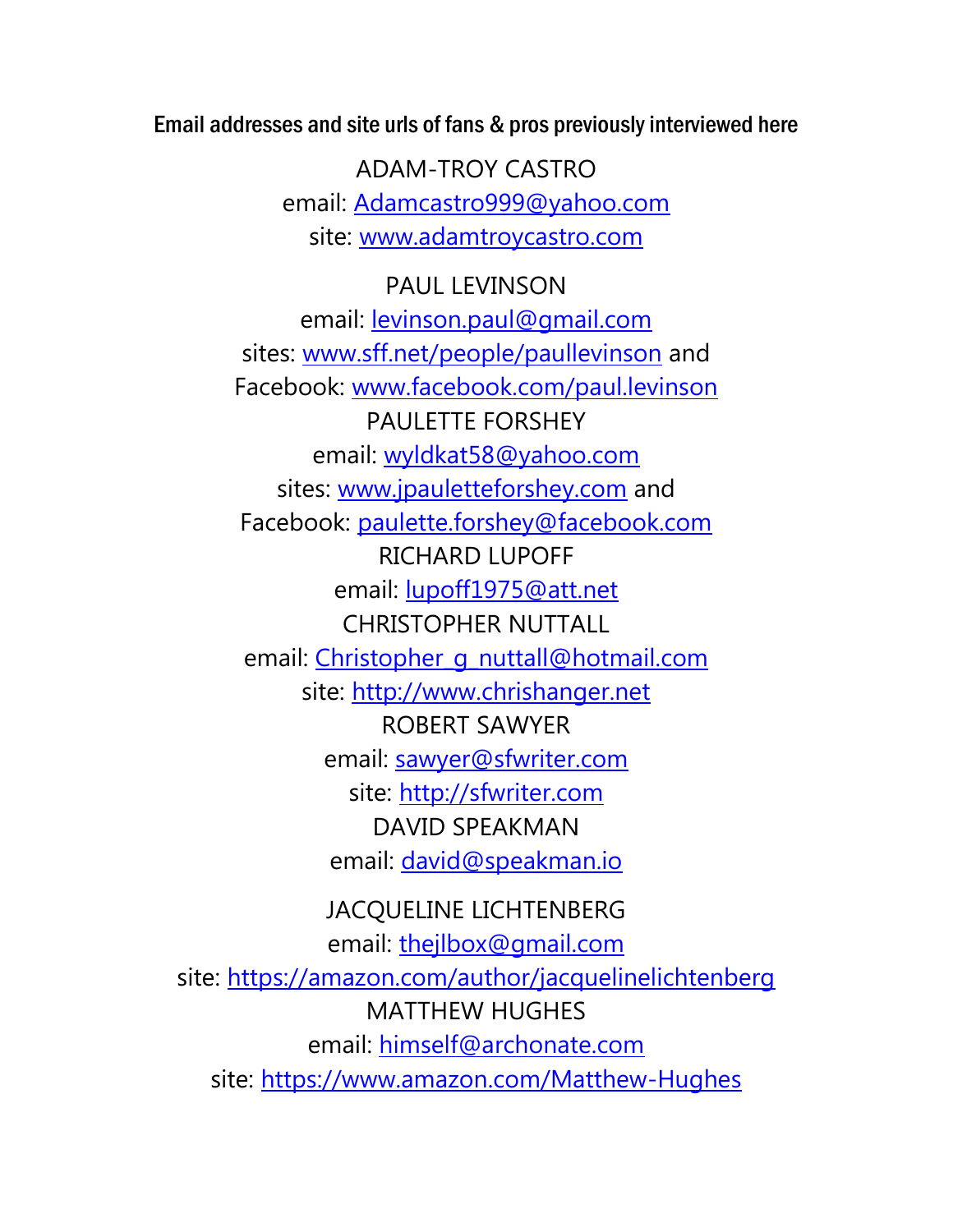**Email addresses and site urls of fans & pros previously interviewed here**

ADAM-TROY CASTRO
email: Adamcastro999@yahoo.com
site: www.adamtroycastro.com

PAUL LEVINSON
email: levinson.paul@gmail.com
sites: www.sff.net/people/paullevinson and
Facebook: www.facebook.com/paul.levinson

PAULETTE FORSHEY
email: wyldkat58@yahoo.com
sites: www.jpauletteforshey.com and
Facebook: paulette.forshey@facebook.com

RICHARD LUPOFF
email: lupoff1975@att.net

CHRISTOPHER NUTTALL
email: Christopher_g_nuttall@hotmail.com
site: http://www.chrishanger.net

ROBERT SAWYER
email: sawyer@sfwriter.com
site: http://sfwriter.com

DAVID SPEAKMAN
email: david@speakman.io

JACQUELINE LICHTENBERG
email: thejlbox@gmail.com
site: https://amazon.com/author/jacquelinelichtenberg

MATTHEW HUGHES
email: himself@archonate.com
site: https://www.amazon.com/Matthew-Hughes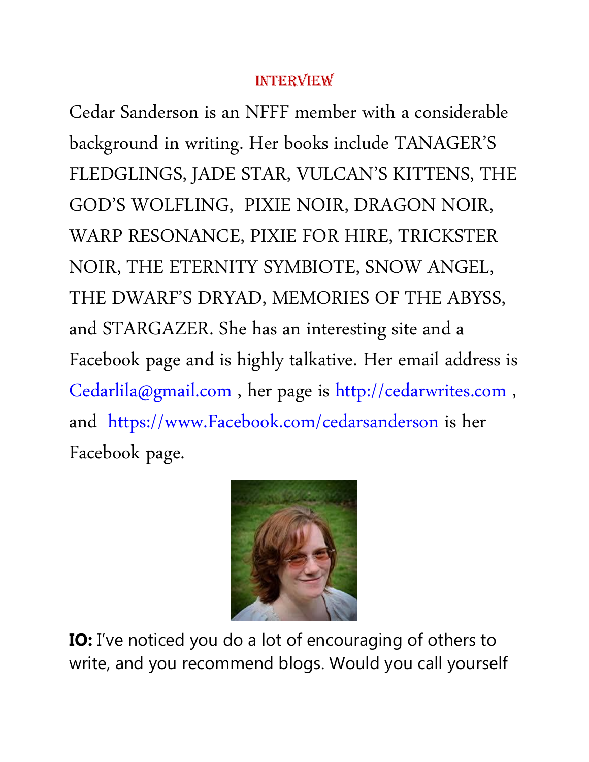## Interview

Cedar Sanderson is an NFFF member with a considerable background in writing. Her books include TANAGER'S FLEDGLINGS, JADE STAR, VULCAN'S KITTENS, THE GOD'S WOLFLING, PIXIE NOIR, DRAGON NOIR, WARP RESONANCE, PIXIE FOR HIRE, TRICKSTER NOIR, THE ETERNITY SYMBIOTE, SNOW ANGEL, THE DWARF'S DRYAD, MEMORIES OF THE ABYSS, and STARGAZER. She has an interesting site and a Facebook page and is highly talkative. Her email address is Cedarlila@gmail.com , her page is http://cedarwrites.com , and https://www.Facebook.com/cedarsanderson is her Facebook page.

**IO:** I've noticed you do a lot of encouraging of others to write, and you recommend blogs. Would you call yourself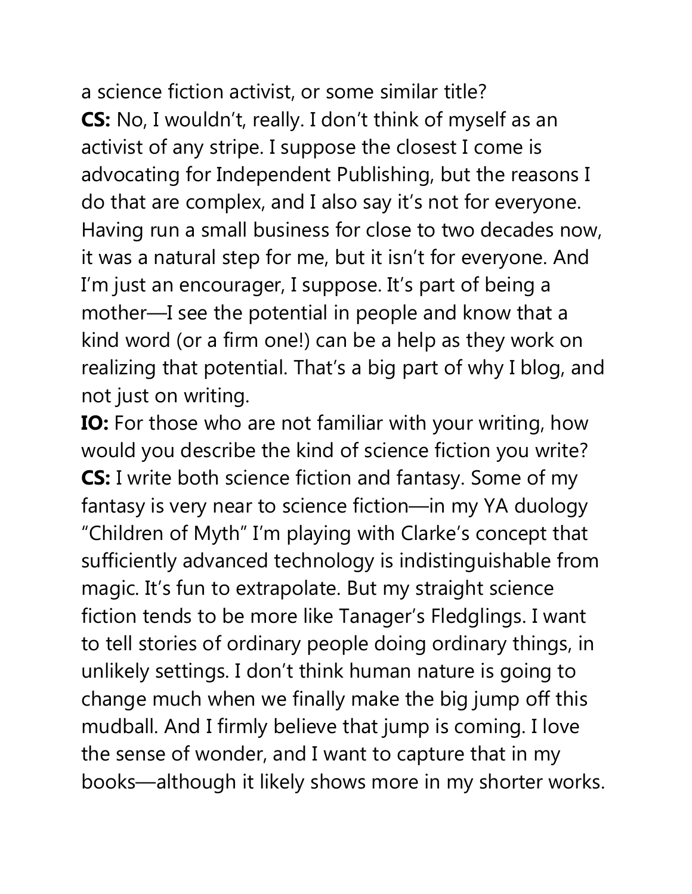a science fiction activist, or some similar title?

**CS:** No, I wouldn’t, really. I don’t think of myself as an activist of any stripe. I suppose the closest I come is advocating for Independent Publishing, but the reasons I do that are complex, and I also say it’s not for everyone. Having run a small business for close to two decades now, it was a natural step for me, but it isn’t for everyone. And I’m just an encourager, I suppose. It’s part of being a mother—I see the potential in people and know that a kind word (or a firm one!) can be a help as they work on realizing that potential. That’s a big part of why I blog, and not just on writing.

**IO:** For those who are not familiar with your writing, how would you describe the kind of science fiction you write?

**CS:** I write both science fiction and fantasy. Some of my fantasy is very near to science fiction—in my YA duology “Children of Myth” I’m playing with Clarke’s concept that sufficiently advanced technology is indistinguishable from magic. It’s fun to extrapolate. But my straight science fiction tends to be more like Tanager’s Fledglings. I want to tell stories of ordinary people doing ordinary things, in unlikely settings. I don’t think human nature is going to change much when we finally make the big jump off this mudball. And I firmly believe that jump is coming. I love the sense of wonder, and I want to capture that in my books—although it likely shows more in my shorter works.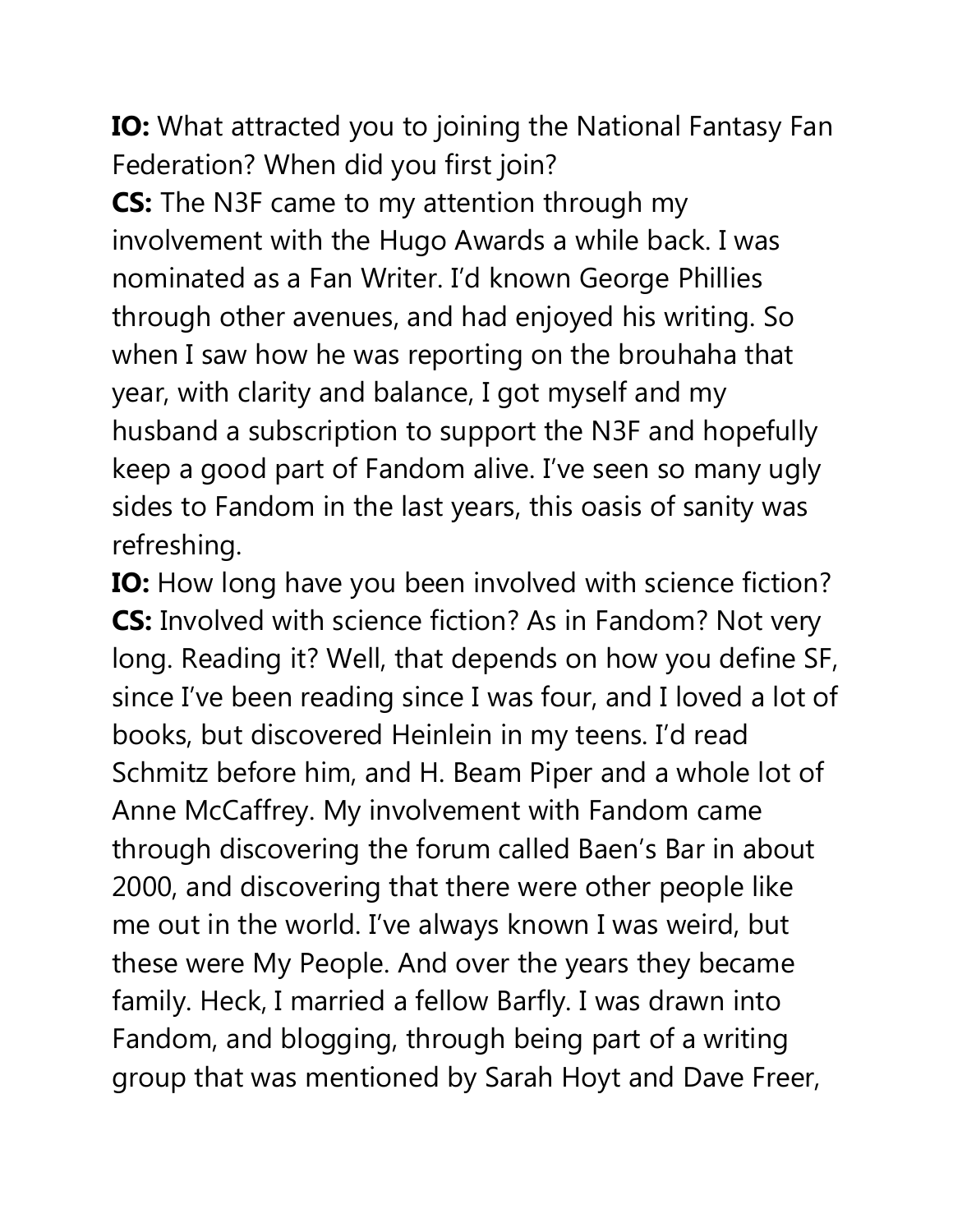**IO:** What attracted you to joining the National Fantasy Fan Federation? When did you first join?

**CS:** The N3F came to my attention through my involvement with the Hugo Awards a while back. I was nominated as a Fan Writer. I'd known George Phillies through other avenues, and had enjoyed his writing. So when I saw how he was reporting on the brouhaha that year, with clarity and balance, I got myself and my husband a subscription to support the N3F and hopefully keep a good part of Fandom alive. I've seen so many ugly sides to Fandom in the last years, this oasis of sanity was refreshing.

**IO:** How long have you been involved with science fiction?

**CS:** Involved with science fiction? As in Fandom? Not very long. Reading it? Well, that depends on how you define SF, since I've been reading since I was four, and I loved a lot of books, but discovered Heinlein in my teens. I'd read Schmitz before him, and H. Beam Piper and a whole lot of Anne McCaffrey. My involvement with Fandom came through discovering the forum called Baen's Bar in about 2000, and discovering that there were other people like me out in the world. I've always known I was weird, but these were My People. And over the years they became family. Heck, I married a fellow Barfly. I was drawn into Fandom, and blogging, through being part of a writing group that was mentioned by Sarah Hoyt and Dave Freer,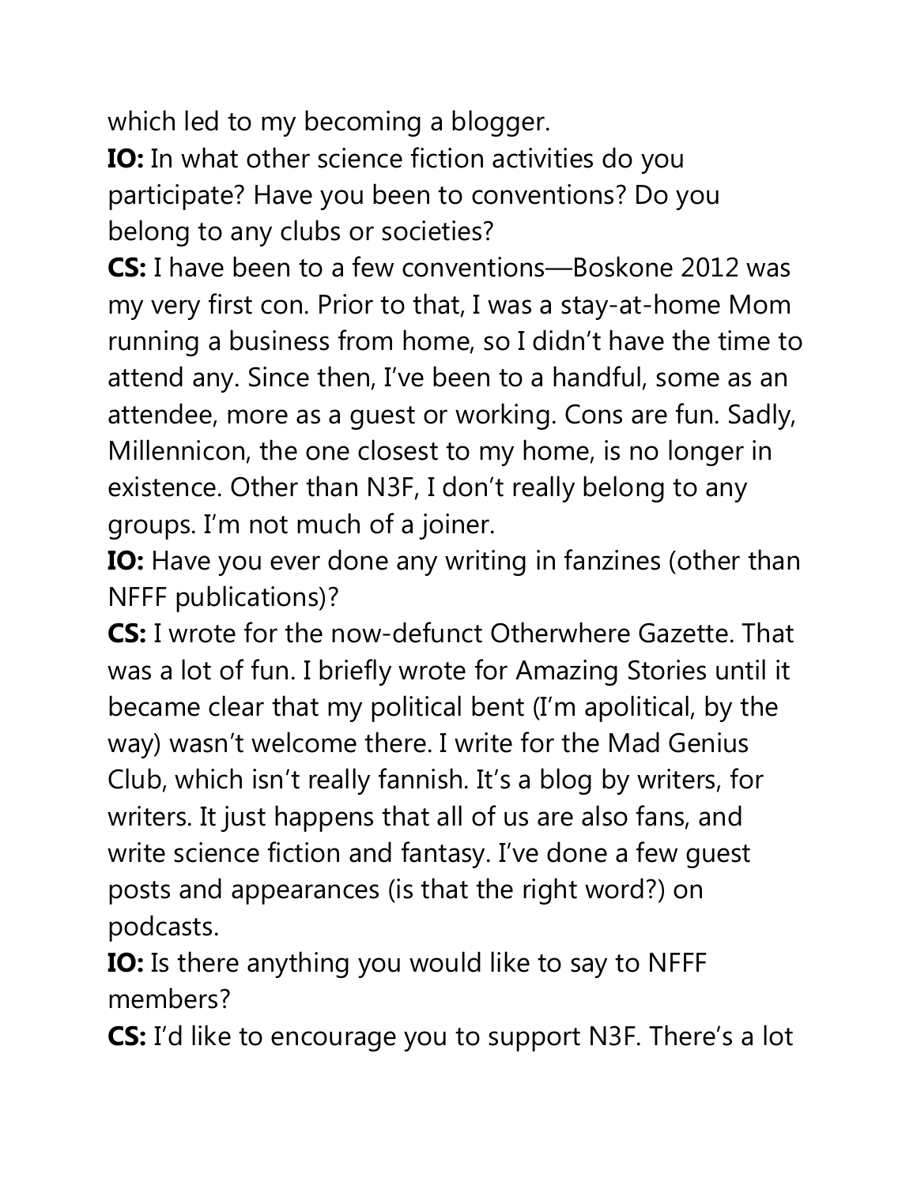which led to my becoming a blogger.

**IO:** In what other science fiction activities do you participate? Have you been to conventions? Do you belong to any clubs or societies?

**CS:** I have been to a few conventions—Boskone 2012 was my very first con. Prior to that, I was a stay-at-home Mom running a business from home, so I didn't have the time to attend any. Since then, I've been to a handful, some as an attendee, more as a guest or working. Cons are fun. Sadly, Millennicon, the one closest to my home, is no longer in existence. Other than N3F, I don't really belong to any groups. I'm not much of a joiner.

**IO:** Have you ever done any writing in fanzines (other than NFFF publications)?

**CS:** I wrote for the now-defunct Otherwhere Gazette. That was a lot of fun. I briefly wrote for Amazing Stories until it became clear that my political bent (I'm apolitical, by the way) wasn't welcome there. I write for the Mad Genius Club, which isn't really fannish. It's a blog by writers, for writers. It just happens that all of us are also fans, and write science fiction and fantasy. I've done a few guest posts and appearances (is that the right word?) on podcasts.

**IO:** Is there anything you would like to say to NFFF members?

**CS:** I'd like to encourage you to support N3F. There's a lot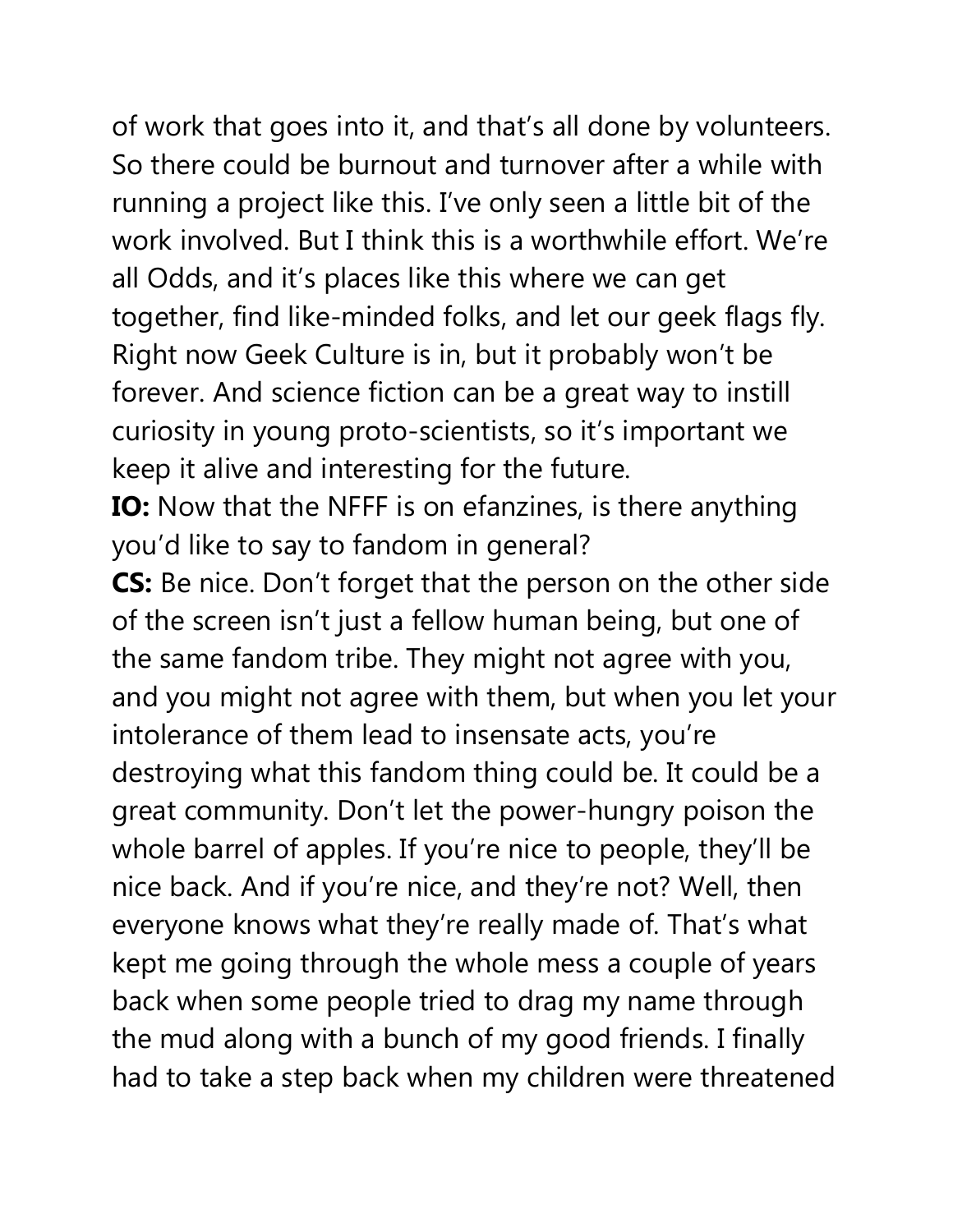of work that goes into it, and that’s all done by volunteers. So there could be burnout and turnover after a while with running a project like this. I’ve only seen a little bit of the work involved. But I think this is a worthwhile effort. We’re all Odds, and it’s places like this where we can get together, find like-minded folks, and let our geek flags fly. Right now Geek Culture is in, but it probably won’t be forever. And science fiction can be a great way to instill curiosity in young proto-scientists, so it’s important we keep it alive and interesting for the future.

**IO:** Now that the NFFF is on efanzines, is there anything you’d like to say to fandom in general?

**CS:** Be nice. Don’t forget that the person on the other side of the screen isn’t just a fellow human being, but one of the same fandom tribe. They might not agree with you, and you might not agree with them, but when you let your intolerance of them lead to insensate acts, you’re destroying what this fandom thing could be. It could be a great community. Don’t let the power-hungry poison the whole barrel of apples. If you’re nice to people, they’ll be nice back. And if you’re nice, and they’re not? Well, then everyone knows what they’re really made of. That’s what kept me going through the whole mess a couple of years back when some people tried to drag my name through the mud along with a bunch of my good friends. I finally had to take a step back when my children were threatened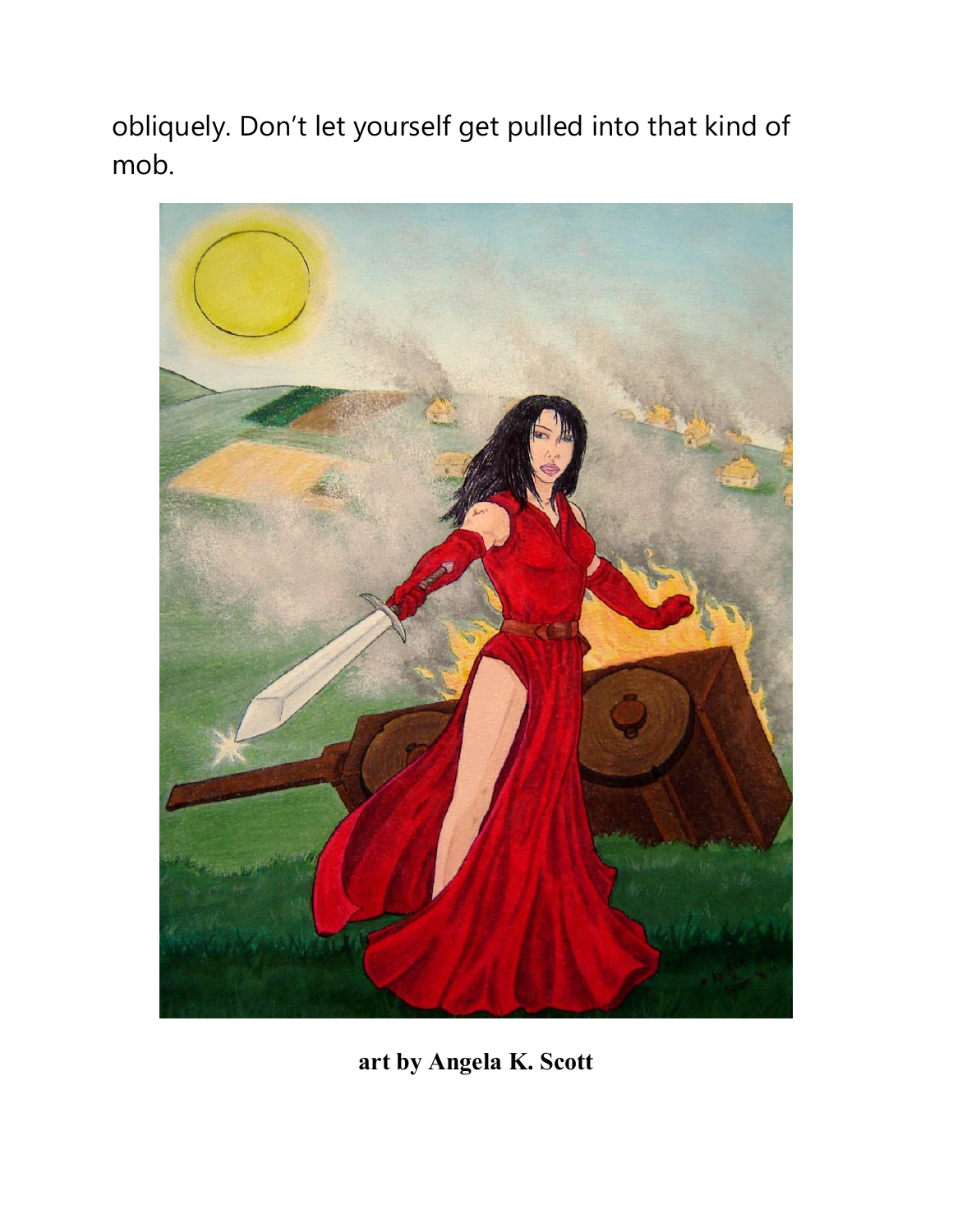obliquely. Don't let yourself get pulled into that kind of mob.

**art by Angela K. Scott**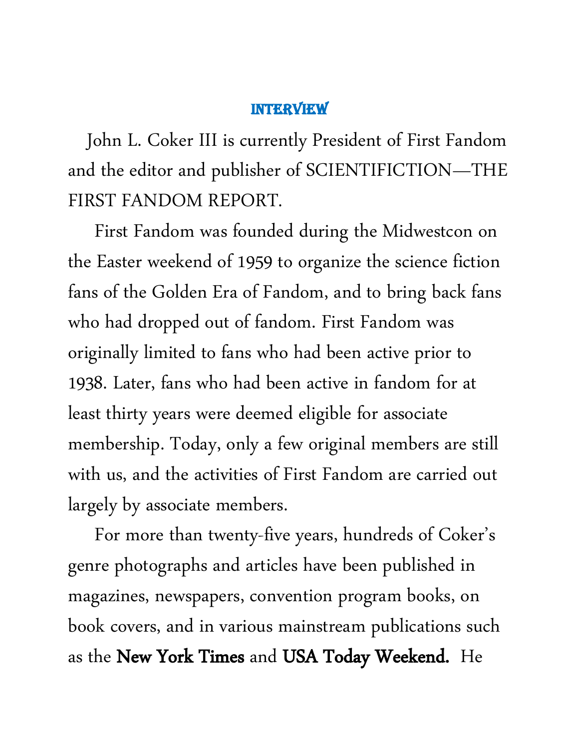## INTERVIEW

John L. Coker III is currently President of First Fandom and the editor and publisher of SCIENTIFICTION—THE FIRST FANDOM REPORT.

First Fandom was founded during the Midwestcon on the Easter weekend of 1959 to organize the science fiction fans of the Golden Era of Fandom, and to bring back fans who had dropped out of fandom. First Fandom was originally limited to fans who had been active prior to 1938. Later, fans who had been active in fandom for at least thirty years were deemed eligible for associate membership. Today, only a few original members are still with us, and the activities of First Fandom are carried out largely by associate members.

For more than twenty-five years, hundreds of Coker's genre photographs and articles have been published in magazines, newspapers, convention program books, on book covers, and in various mainstream publications such as the **New York Times** and **USA Today Weekend.** He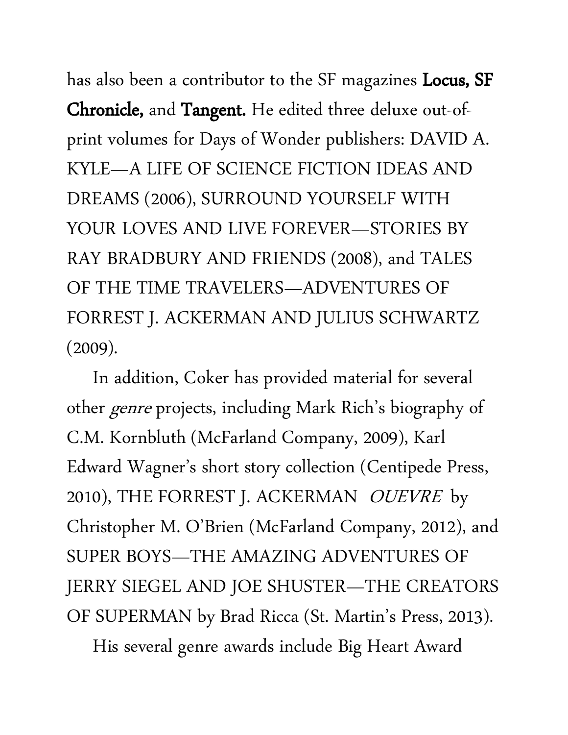has also been a contributor to the SF magazines **Locus, SF Chronicle,** and **Tangent.** He edited three deluxe out-of-print volumes for Days of Wonder publishers: DAVID A. KYLE—A LIFE OF SCIENCE FICTION IDEAS AND DREAMS (2006), SURROUND YOURSELF WITH YOUR LOVES AND LIVE FOREVER—STORIES BY RAY BRADBURY AND FRIENDS (2008), and TALES OF THE TIME TRAVELERS—ADVENTURES OF FORREST J. ACKERMAN AND JULIUS SCHWARTZ (2009).

In addition, Coker has provided material for several other *genre* projects, including Mark Rich's biography of C.M. Kornbluth (McFarland Company, 2009), Karl Edward Wagner's short story collection (Centipede Press, 2010), THE FORREST J. ACKERMAN *OUEVRE* by Christopher M. O'Brien (McFarland Company, 2012), and SUPER BOYS—THE AMAZING ADVENTURES OF JERRY SIEGEL AND JOE SHUSTER—THE CREATORS OF SUPERMAN by Brad Ricca (St. Martin's Press, 2013).

His several genre awards include Big Heart Award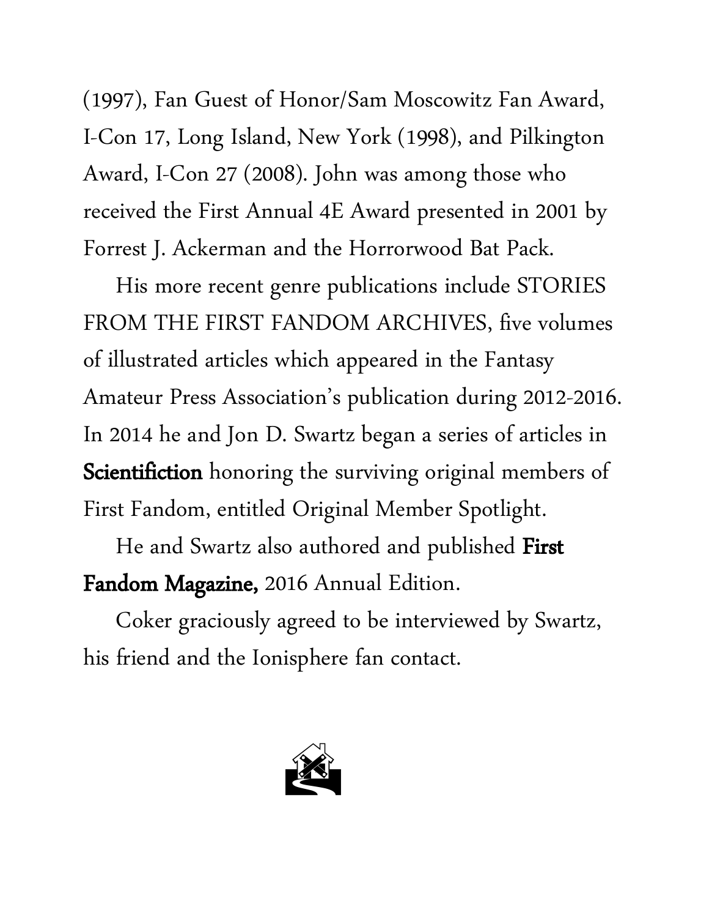(1997), Fan Guest of Honor/Sam Moscowitz Fan Award, I-Con 17, Long Island, New York (1998), and Pilkington Award, I-Con 27 (2008). John was among those who received the First Annual 4E Award presented in 2001 by Forrest J. Ackerman and the Horrorwood Bat Pack.

His more recent genre publications include STORIES FROM THE FIRST FANDOM ARCHIVES, five volumes of illustrated articles which appeared in the Fantasy Amateur Press Association's publication during 2012-2016. In 2014 he and Jon D. Swartz began a series of articles in **Scientifiction** honoring the surviving original members of First Fandom, entitled Original Member Spotlight.

He and Swartz also authored and published **First Fandom Magazine,** 2016 Annual Edition.

Coker graciously agreed to be interviewed by Swartz, his friend and the Ionisphere fan contact.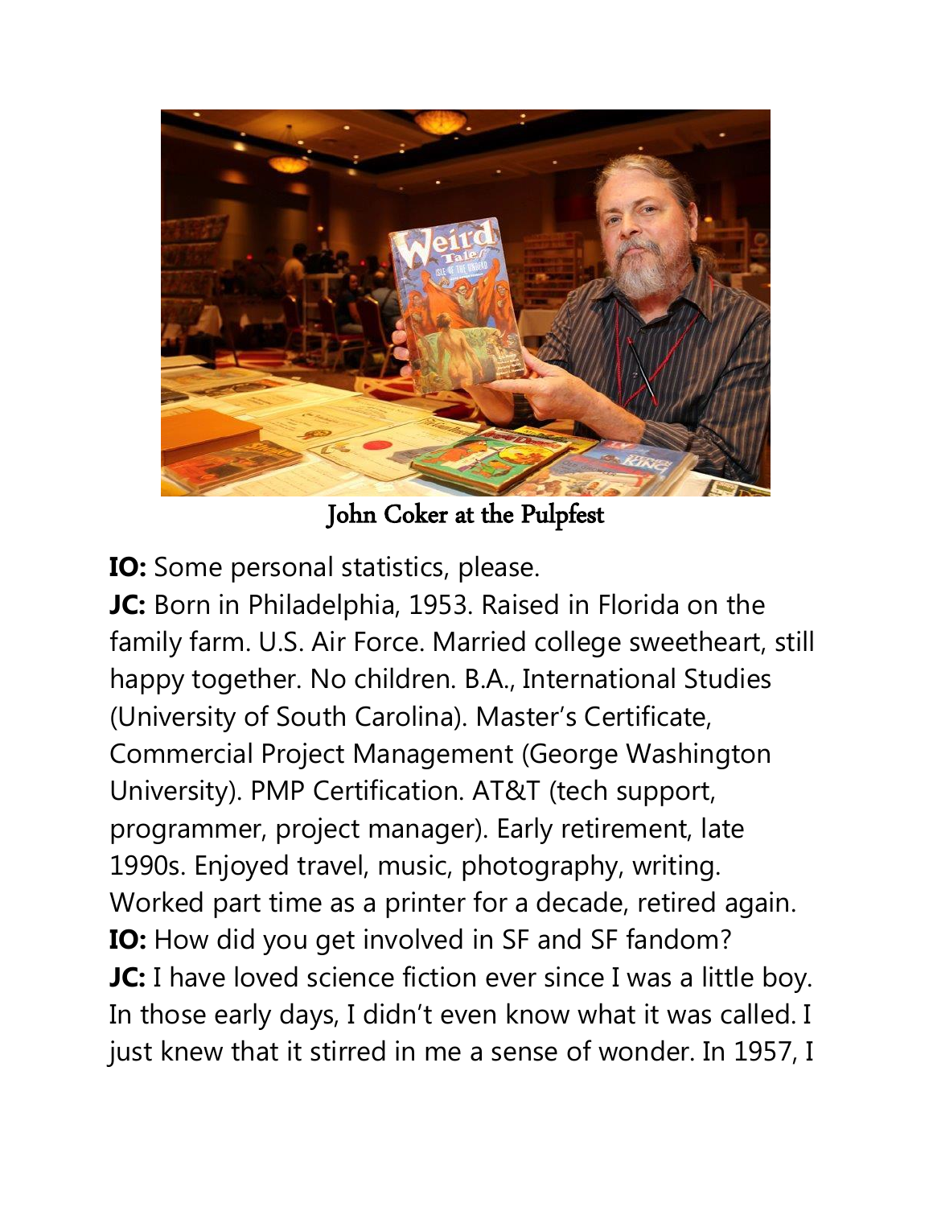John Coker at the Pulpfest

**IO:** Some personal statistics, please.

**JC:** Born in Philadelphia, 1953. Raised in Florida on the family farm. U.S. Air Force. Married college sweetheart, still happy together. No children. B.A., International Studies (University of South Carolina). Master's Certificate, Commercial Project Management (George Washington University). PMP Certification. AT&T (tech support, programmer, project manager). Early retirement, late 1990s. Enjoyed travel, music, photography, writing. Worked part time as a printer for a decade, retired again.

**IO:** How did you get involved in SF and SF fandom?

**JC:** I have loved science fiction ever since I was a little boy. In those early days, I didn't even know what it was called. I just knew that it stirred in me a sense of wonder. In 1957, I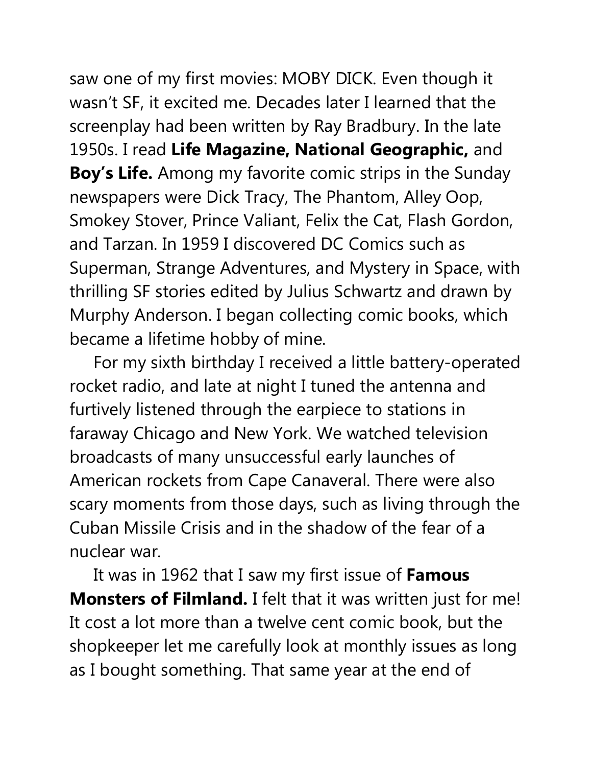saw one of my first movies: MOBY DICK. Even though it wasn't SF, it excited me. Decades later I learned that the screenplay had been written by Ray Bradbury. In the late 1950s. I read **Life Magazine, National Geographic,** and **Boy's Life.** Among my favorite comic strips in the Sunday newspapers were Dick Tracy, The Phantom, Alley Oop, Smokey Stover, Prince Valiant, Felix the Cat, Flash Gordon, and Tarzan. In 1959 I discovered DC Comics such as Superman, Strange Adventures, and Mystery in Space, with thrilling SF stories edited by Julius Schwartz and drawn by Murphy Anderson. I began collecting comic books, which became a lifetime hobby of mine.

For my sixth birthday I received a little battery-operated rocket radio, and late at night I tuned the antenna and furtively listened through the earpiece to stations in faraway Chicago and New York. We watched television broadcasts of many unsuccessful early launches of American rockets from Cape Canaveral. There were also scary moments from those days, such as living through the Cuban Missile Crisis and in the shadow of the fear of a nuclear war.

It was in 1962 that I saw my first issue of **Famous Monsters of Filmland.** I felt that it was written just for me! It cost a lot more than a twelve cent comic book, but the shopkeeper let me carefully look at monthly issues as long as I bought something. That same year at the end of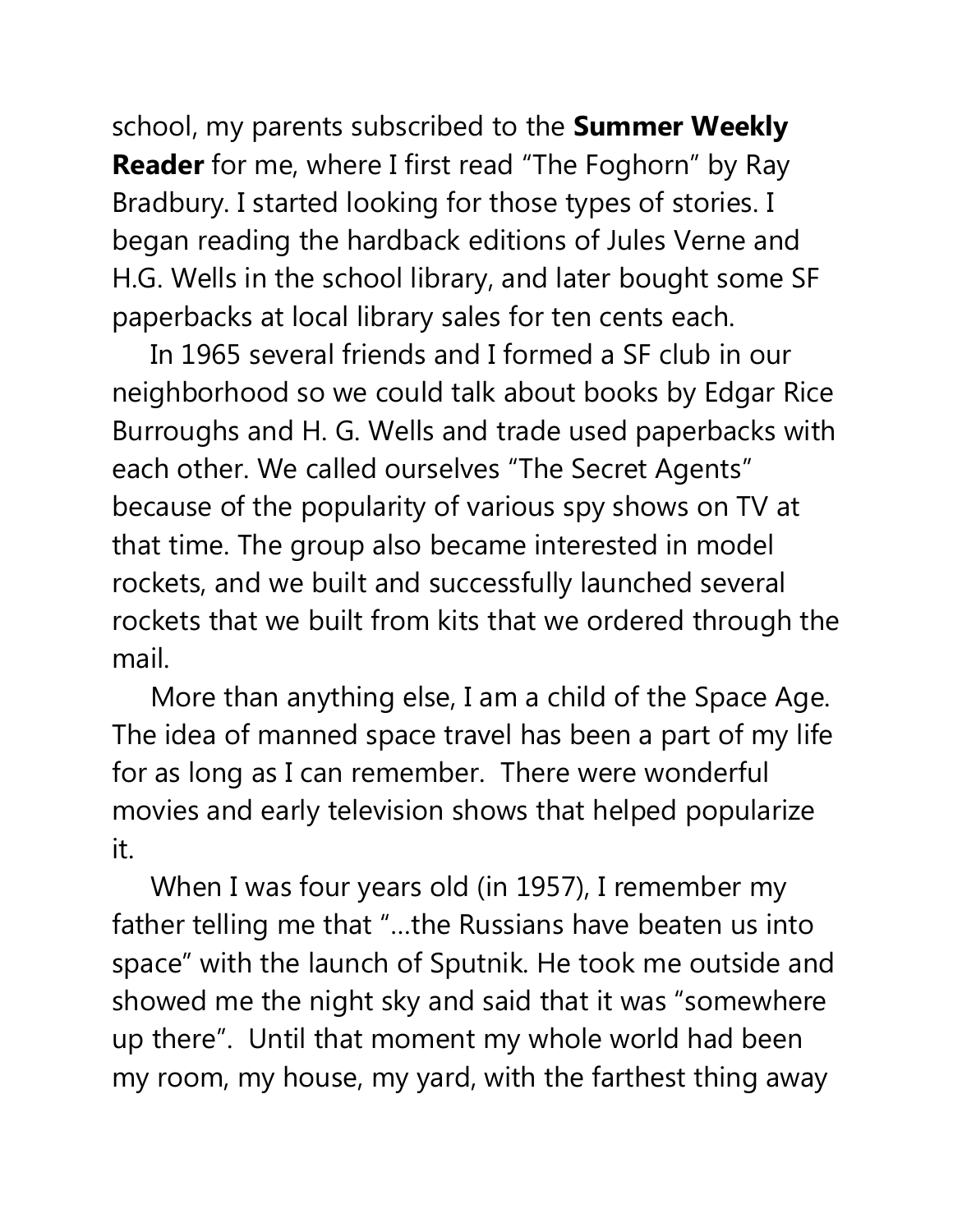school, my parents subscribed to the **Summer Weekly Reader** for me, where I first read "The Foghorn" by Ray Bradbury. I started looking for those types of stories. I began reading the hardback editions of Jules Verne and H.G. Wells in the school library, and later bought some SF paperbacks at local library sales for ten cents each.

In 1965 several friends and I formed a SF club in our neighborhood so we could talk about books by Edgar Rice Burroughs and H. G. Wells and trade used paperbacks with each other. We called ourselves "The Secret Agents" because of the popularity of various spy shows on TV at that time. The group also became interested in model rockets, and we built and successfully launched several rockets that we built from kits that we ordered through the mail.

More than anything else, I am a child of the Space Age. The idea of manned space travel has been a part of my life for as long as I can remember. There were wonderful movies and early television shows that helped popularize it.

When I was four years old (in 1957), I remember my father telling me that "…the Russians have beaten us into space" with the launch of Sputnik. He took me outside and showed me the night sky and said that it was "somewhere up there". Until that moment my whole world had been my room, my house, my yard, with the farthest thing away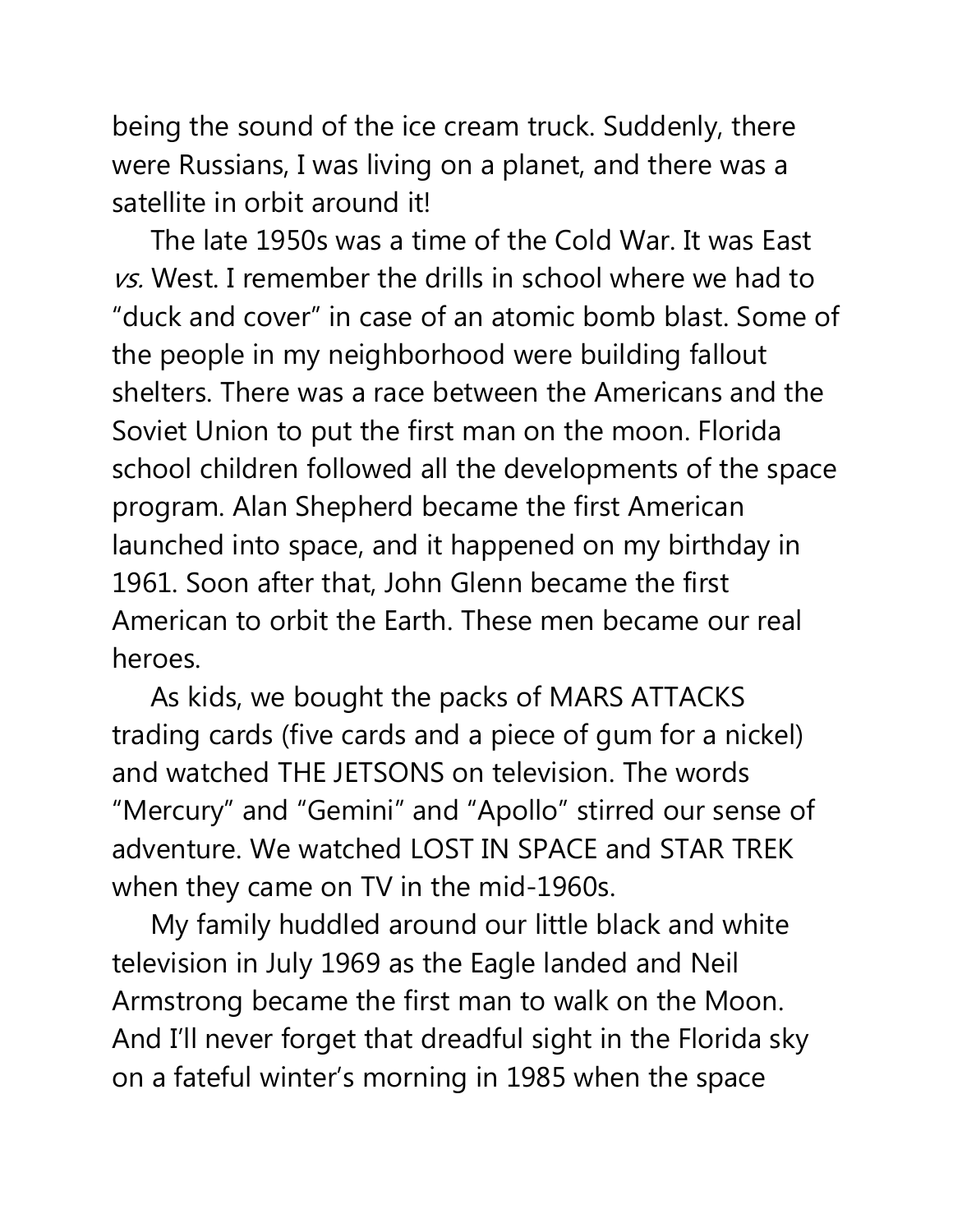being the sound of the ice cream truck. Suddenly, there were Russians, I was living on a planet, and there was a satellite in orbit around it!

The late 1950s was a time of the Cold War. It was East *vs.* West. I remember the drills in school where we had to "duck and cover" in case of an atomic bomb blast. Some of the people in my neighborhood were building fallout shelters. There was a race between the Americans and the Soviet Union to put the first man on the moon. Florida school children followed all the developments of the space program. Alan Shepherd became the first American launched into space, and it happened on my birthday in 1961. Soon after that, John Glenn became the first American to orbit the Earth. These men became our real heroes.

As kids, we bought the packs of MARS ATTACKS trading cards (five cards and a piece of gum for a nickel) and watched THE JETSONS on television. The words "Mercury" and "Gemini" and "Apollo" stirred our sense of adventure. We watched LOST IN SPACE and STAR TREK when they came on TV in the mid-1960s.

My family huddled around our little black and white television in July 1969 as the Eagle landed and Neil Armstrong became the first man to walk on the Moon. And I'll never forget that dreadful sight in the Florida sky on a fateful winter's morning in 1985 when the space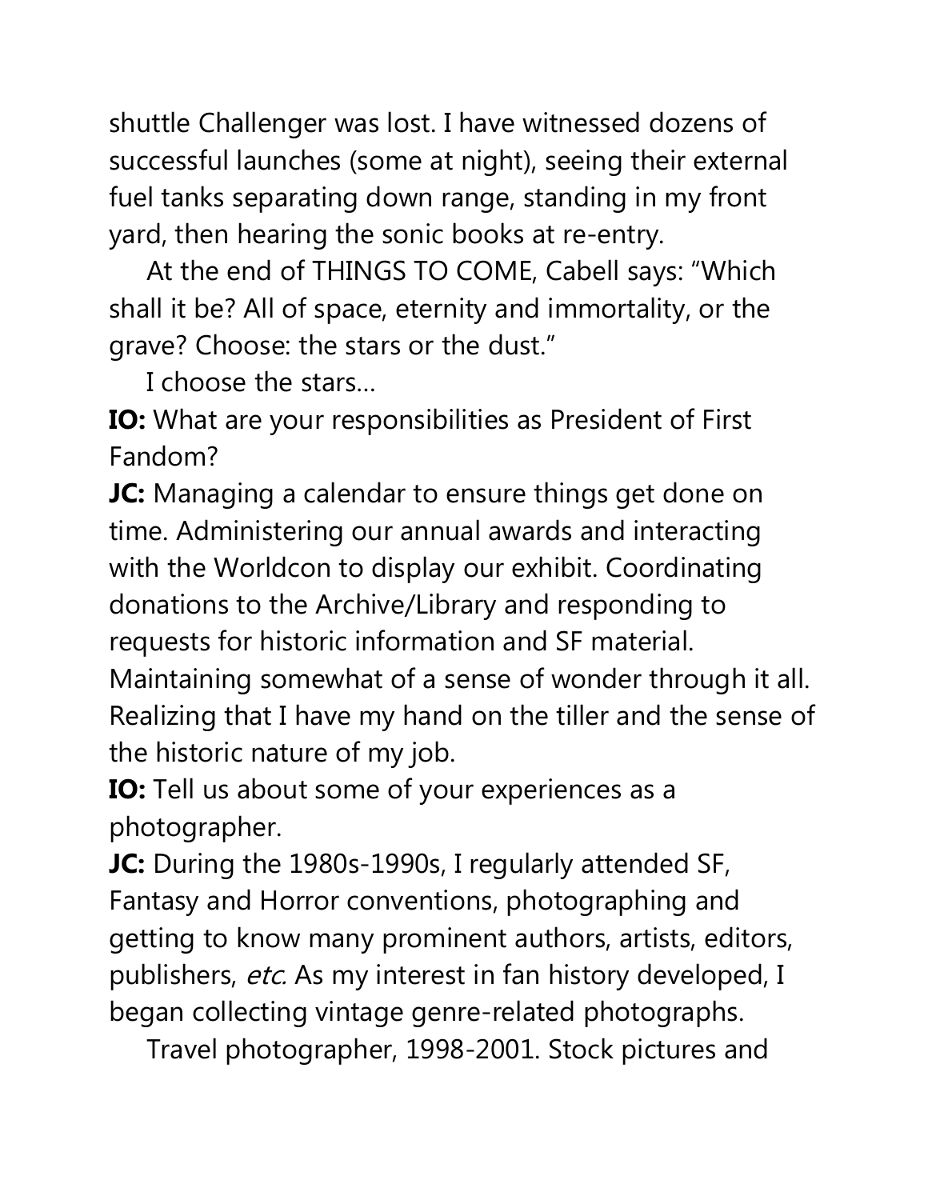shuttle Challenger was lost. I have witnessed dozens of successful launches (some at night), seeing their external fuel tanks separating down range, standing in my front yard, then hearing the sonic books at re-entry.

At the end of THINGS TO COME, Cabell says: "Which shall it be? All of space, eternity and immortality, or the grave? Choose: the stars or the dust."

I choose the stars...

**IO:** What are your responsibilities as President of First Fandom?

**JC:** Managing a calendar to ensure things get done on time. Administering our annual awards and interacting with the Worldcon to display our exhibit. Coordinating donations to the Archive/Library and responding to requests for historic information and SF material. Maintaining somewhat of a sense of wonder through it all. Realizing that I have my hand on the tiller and the sense of the historic nature of my job.

**IO:** Tell us about some of your experiences as a photographer.

**JC:** During the 1980s-1990s, I regularly attended SF, Fantasy and Horror conventions, photographing and getting to know many prominent authors, artists, editors, publishers, *etc.* As my interest in fan history developed, I began collecting vintage genre-related photographs.

Travel photographer, 1998-2001. Stock pictures and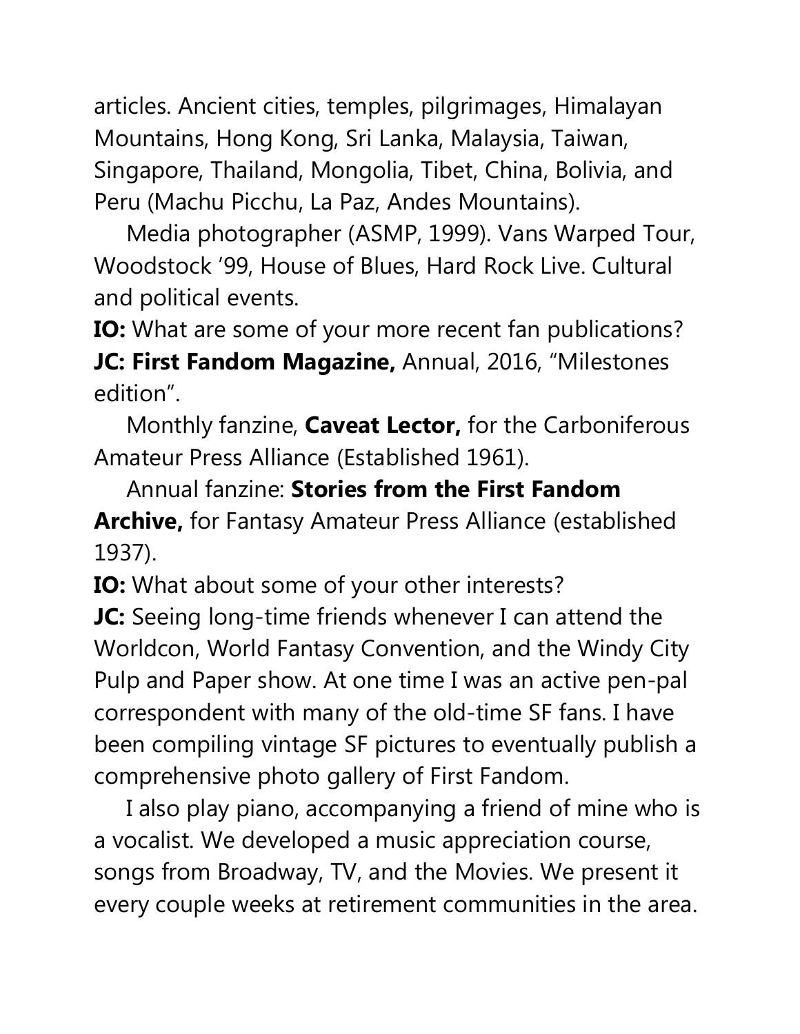articles. Ancient cities, temples, pilgrimages, Himalayan Mountains, Hong Kong, Sri Lanka, Malaysia, Taiwan, Singapore, Thailand, Mongolia, Tibet, China, Bolivia, and Peru (Machu Picchu, La Paz, Andes Mountains).

Media photographer (ASMP, 1999). Vans Warped Tour, Woodstock '99, House of Blues, Hard Rock Live. Cultural and political events.

**IO:** What are some of your more recent fan publications?

**JC: First Fandom Magazine,** Annual, 2016, "Milestones edition".

Monthly fanzine, **Caveat Lector,** for the Carboniferous Amateur Press Alliance (Established 1961).

Annual fanzine: **Stories from the First Fandom Archive,** for Fantasy Amateur Press Alliance (established 1937).

**IO:** What about some of your other interests?

**JC:** Seeing long-time friends whenever I can attend the Worldcon, World Fantasy Convention, and the Windy City Pulp and Paper show. At one time I was an active pen-pal correspondent with many of the old-time SF fans. I have been compiling vintage SF pictures to eventually publish a comprehensive photo gallery of First Fandom.

I also play piano, accompanying a friend of mine who is a vocalist. We developed a music appreciation course, songs from Broadway, TV, and the Movies. We present it every couple weeks at retirement communities in the area.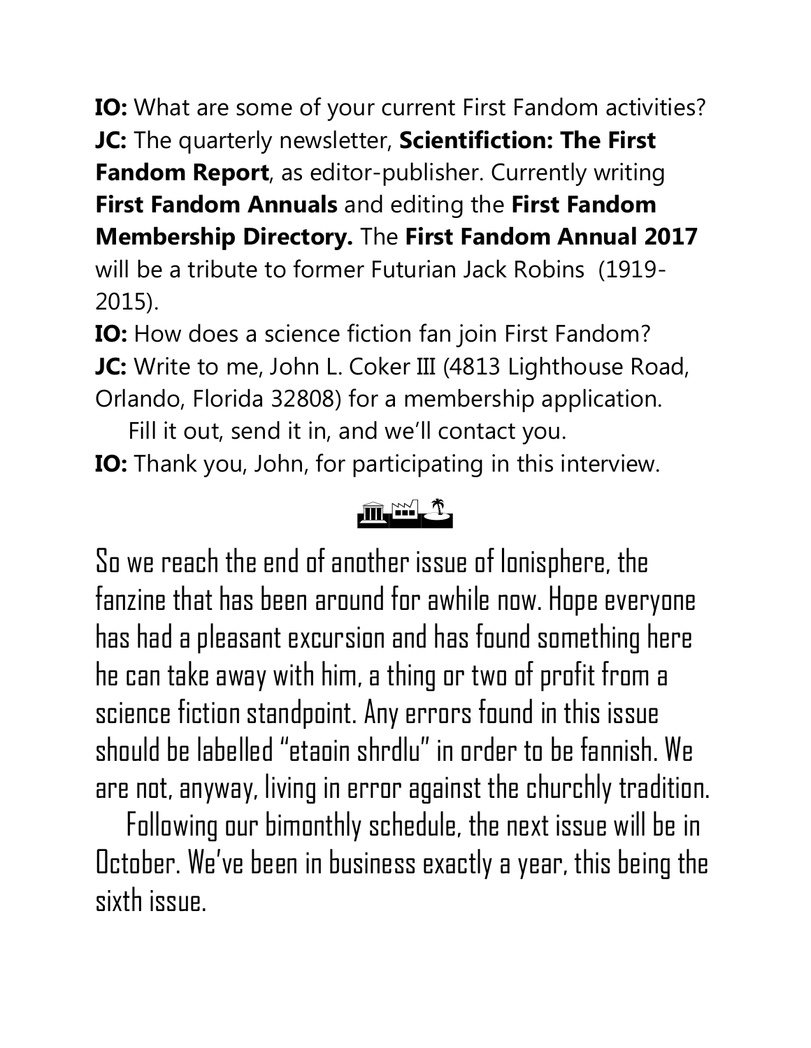**IO:** What are some of your current First Fandom activities?
**JC:** The quarterly newsletter, **Scientifiction: The First Fandom Report**, as editor-publisher. Currently writing **First Fandom Annuals** and editing the **First Fandom Membership Directory.** The **First Fandom Annual 2017** will be a tribute to former Futurian Jack Robins (1919-2015).
**IO:** How does a science fiction fan join First Fandom?
**JC:** Write to me, John L. Coker III (4813 Lighthouse Road, Orlando, Florida 32808) for a membership application.
Fill it out, send it in, and we'll contact you.
**IO:** Thank you, John, for participating in this interview.

So we reach the end of another issue of Ionisphere, the fanzine that has been around for awhile now. Hope everyone has had a pleasant excursion and has found something here he can take away with him, a thing or two of profit from a science fiction standpoint. Any errors found in this issue should be labelled "etaoin shrdlu" in order to be fannish. We are not, anyway, living in error against the churchly tradition.

Following our bimonthly schedule, the next issue will be in October. We've been in business exactly a year, this being the sixth issue.